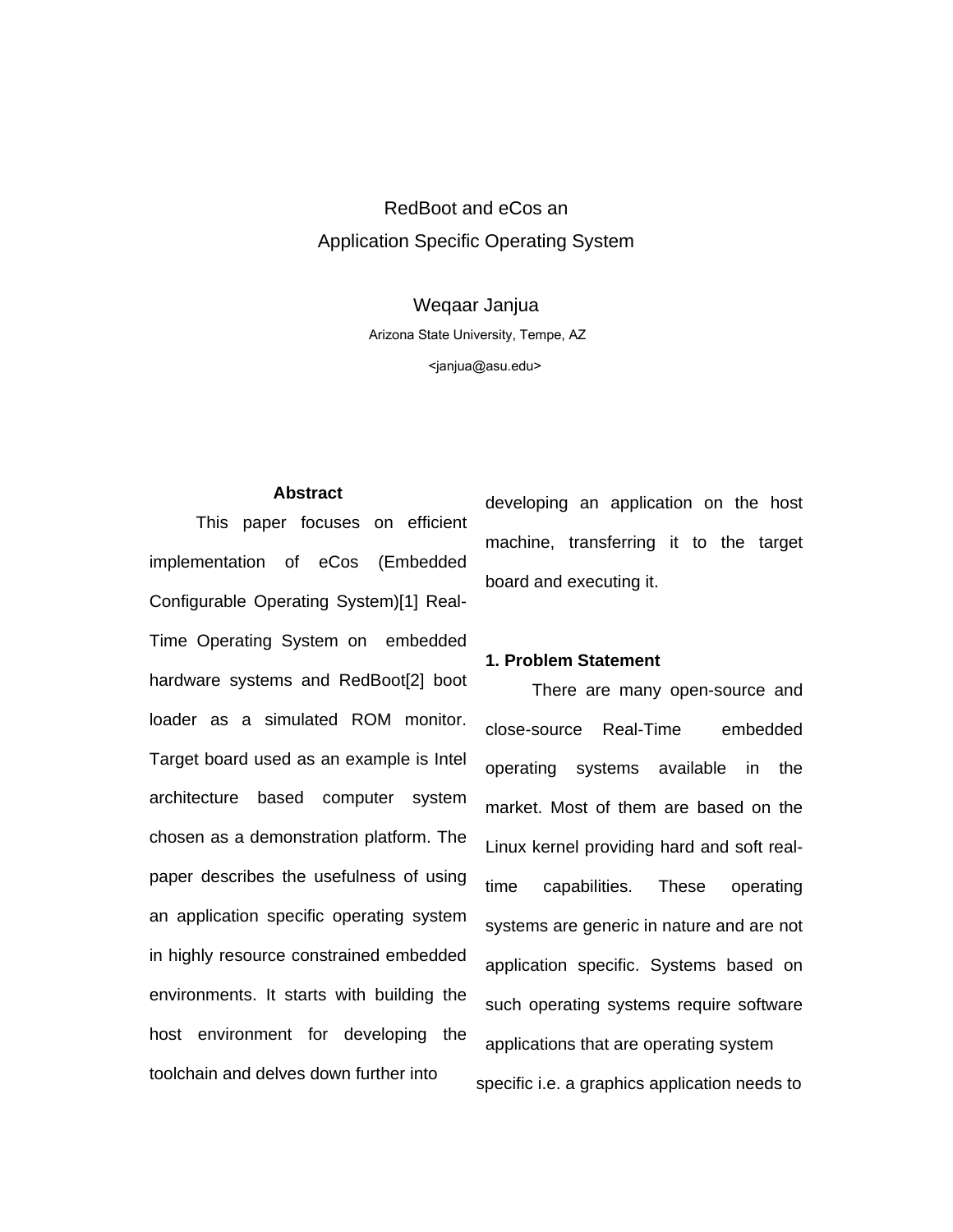# RedBoot and eCos an Application Specific Operating System

Weqaar Janjua

Arizona State University, Tempe, AZ

<janjua@asu.edu>

## Abstract

This paper focuses on efficient implementation of eCos (Embedded Configurable Operating System)[1] Real-Time Operating System on embedded hardware systems and RedBoot[2] boot loader as a simulated ROM monitor. Target board used as an example is Intel architecture based computer system chosen as a demonstration platform. The paper describes the usefulness of using an application specific operating system in highly resource constrained embedded environments. It starts with building the host environment for developing the toolchain and delves down further into developing an application on the host machine, transferring it to the target board and executing it.

## 1. Problem Statement

There are many open-source and close-source Real-Time embedded operating systems available in the market. Most of them are based on the Linux kernel providing hard and soft real-time capabilities. These operating systems are generic in nature and are not application specific. Systems based on such operating systems require software applications that are operating system specific i.e. a graphics application needs to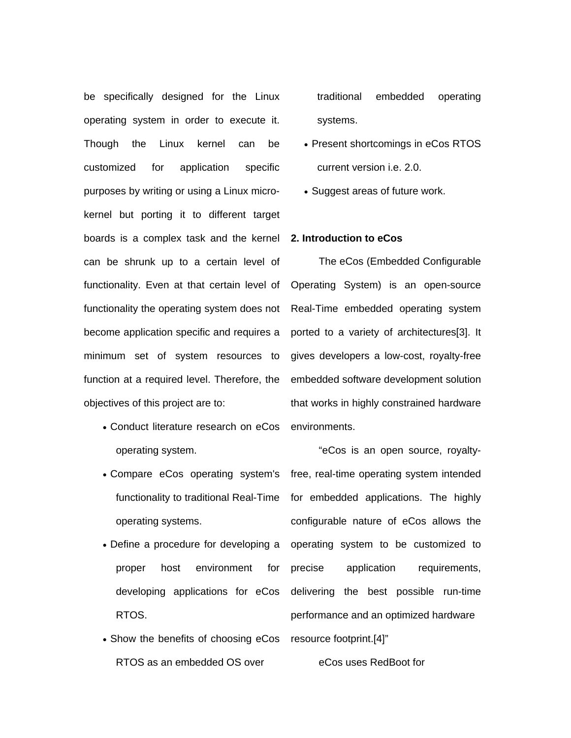be specifically designed for the Linux operating system in order to execute it. Though the Linux kernel can be customized for application specific purposes by writing or using a Linux micro-kernel but porting it to different target boards is a complex task and the kernel can be shrunk up to a certain level of functionality. Even at that certain level of functionality the operating system does not become application specific and requires a minimum set of system resources to function at a required level. Therefore, the objectives of this project are to:

- Conduct literature research on eCos operating system.
- Compare eCos operating system's functionality to traditional Real-Time operating systems.
- Define a procedure for developing a proper host environment for developing applications for eCos RTOS.
- Show the benefits of choosing eCos RTOS as an embedded OS over traditional embedded operating systems.
- Present shortcomings in eCos RTOS current version i.e. 2.0.
- Suggest areas of future work.

**2. Introduction to eCos**

The eCos (Embedded Configurable Operating System) is an open-source Real-Time embedded operating system ported to a variety of architectures[3]. It gives developers a low-cost, royalty-free embedded software development solution that works in highly constrained hardware environments.

“eCos is an open source, royalty-free, real-time operating system intended for embedded applications. The highly configurable nature of eCos allows the operating system to be customized to precise application requirements, delivering the best possible run-time performance and an optimized hardware resource footprint.[4]”

eCos uses RedBoot for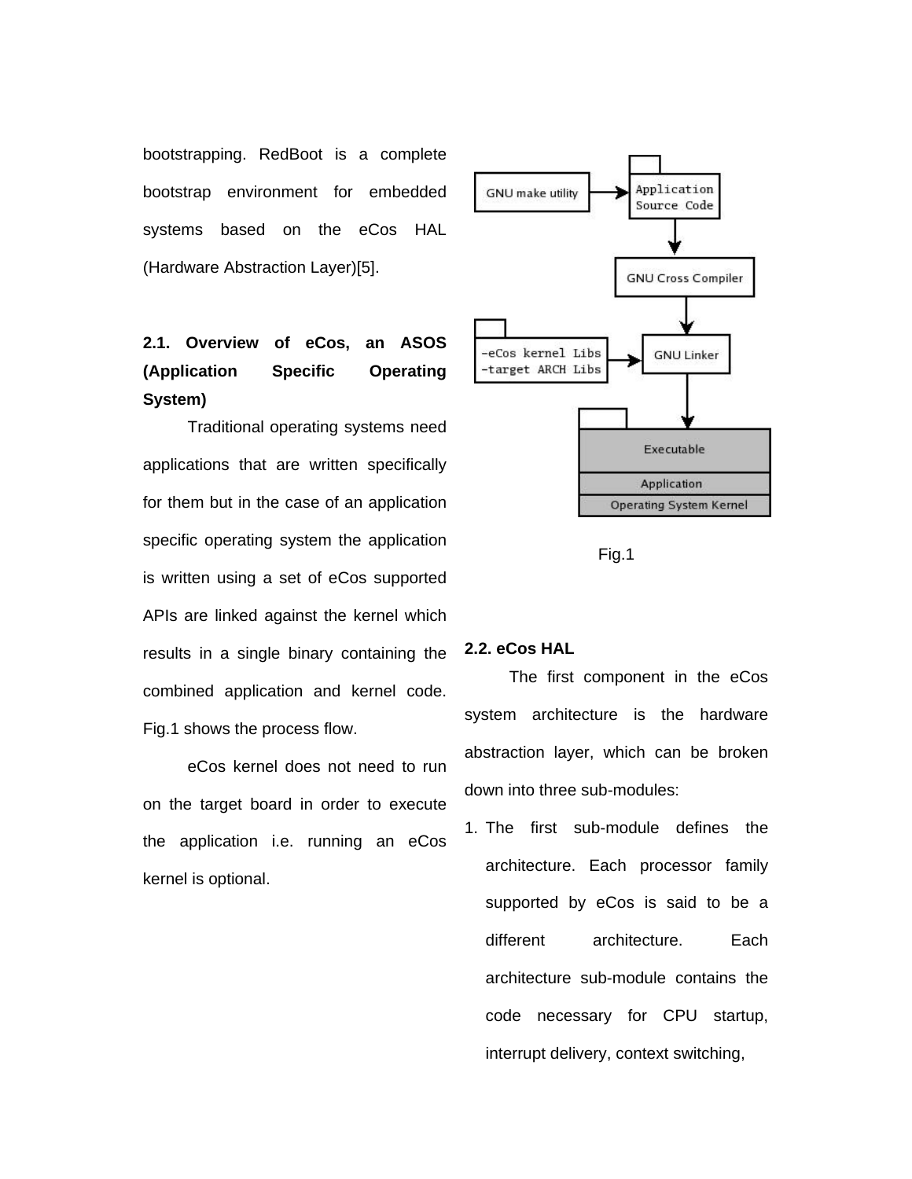bootstrapping. RedBoot is a complete bootstrap environment for embedded systems based on the eCos HAL (Hardware Abstraction Layer)[5].

### 2.1. Overview of eCos, an ASOS (Application Specific Operating System)

Traditional operating systems need applications that are written specifically for them but in the case of an application specific operating system the application is written using a set of eCos supported APIs are linked against the kernel which results in a single binary containing the combined application and kernel code. Fig.1 shows the process flow.

eCos kernel does not need to run on the target board in order to execute the application i.e. running an eCos kernel is optional.

Fig.1

### 2.2. eCos HAL

The first component in the eCos system architecture is the hardware abstraction layer, which can be broken down into three sub-modules:

1. The first sub-module defines the architecture. Each processor family supported by eCos is said to be a different architecture. Each architecture sub-module contains the code necessary for CPU startup, interrupt delivery, context switching,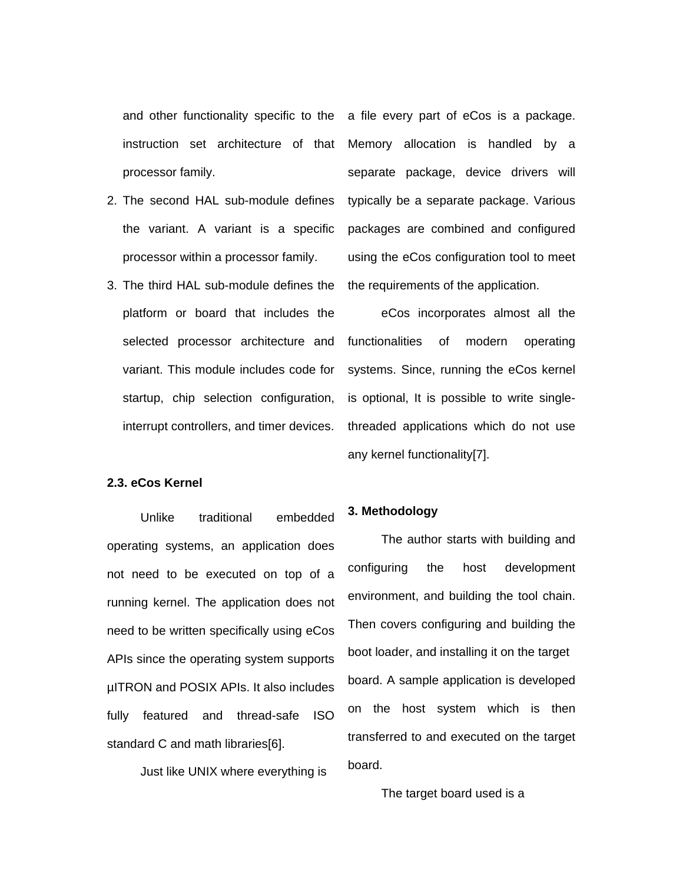and other functionality specific to the instruction set architecture of that processor family.

2. The second HAL sub-module defines the variant. A variant is a specific processor within a processor family.
3. The third HAL sub-module defines the platform or board that includes the selected processor architecture and variant. This module includes code for startup, chip selection configuration, interrupt controllers, and timer devices.

**2.3. eCos Kernel**

Unlike traditional embedded operating systems, an application does not need to be executed on top of a running kernel. The application does not need to be written specifically using eCos APIs since the operating system supports µITRON and POSIX APIs. It also includes fully featured and thread-safe ISO standard C and math libraries[6].

Just like UNIX where everything is a file every part of eCos is a package. Memory allocation is handled by a separate package, device drivers will typically be a separate package. Various packages are combined and configured using the eCos configuration tool to meet the requirements of the application.

eCos incorporates almost all the functionalities of modern operating systems. Since, running the eCos kernel is optional, It is possible to write single-threaded applications which do not use any kernel functionality[7].

**3. Methodology**

The author starts with building and configuring the host development environment, and building the tool chain. Then covers configuring and building the boot loader, and installing it on the target board. A sample application is developed on the host system which is then transferred to and executed on the target board.

The target board used is a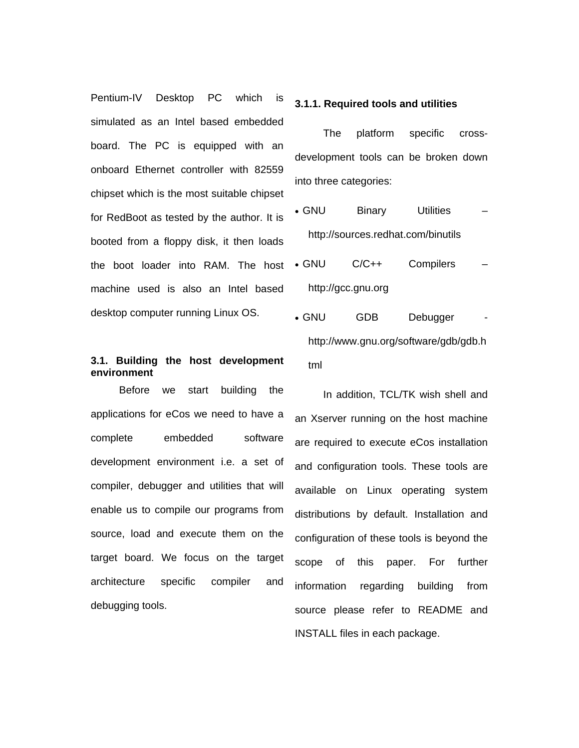Pentium-IV Desktop PC which is simulated as an Intel based embedded board. The PC is equipped with an onboard Ethernet controller with 82559 chipset which is the most suitable chipset for RedBoot as tested by the author. It is booted from a floppy disk, it then loads the boot loader into RAM. The host machine used is also an Intel based desktop computer running Linux OS.

### 3.1. Building the host development environment

Before we start building the applications for eCos we need to have a complete embedded software development environment i.e. a set of compiler, debugger and utilities that will enable us to compile our programs from source, load and execute them on the target board. We focus on the target architecture specific compiler and debugging tools.

#### 3.1.1. Required tools and utilities

The platform specific cross-development tools can be broken down into three categories:

- GNU Binary Utilities – http://sources.redhat.com/binutils
- GNU C/C++ Compilers – http://gcc.gnu.org
- GNU GDB Debugger - http://www.gnu.org/software/gdb/gdb.html

In addition, TCL/TK wish shell and an Xserver running on the host machine are required to execute eCos installation and configuration tools. These tools are available on Linux operating system distributions by default. Installation and configuration of these tools is beyond the scope of this paper. For further information regarding building from source please refer to README and INSTALL files in each package.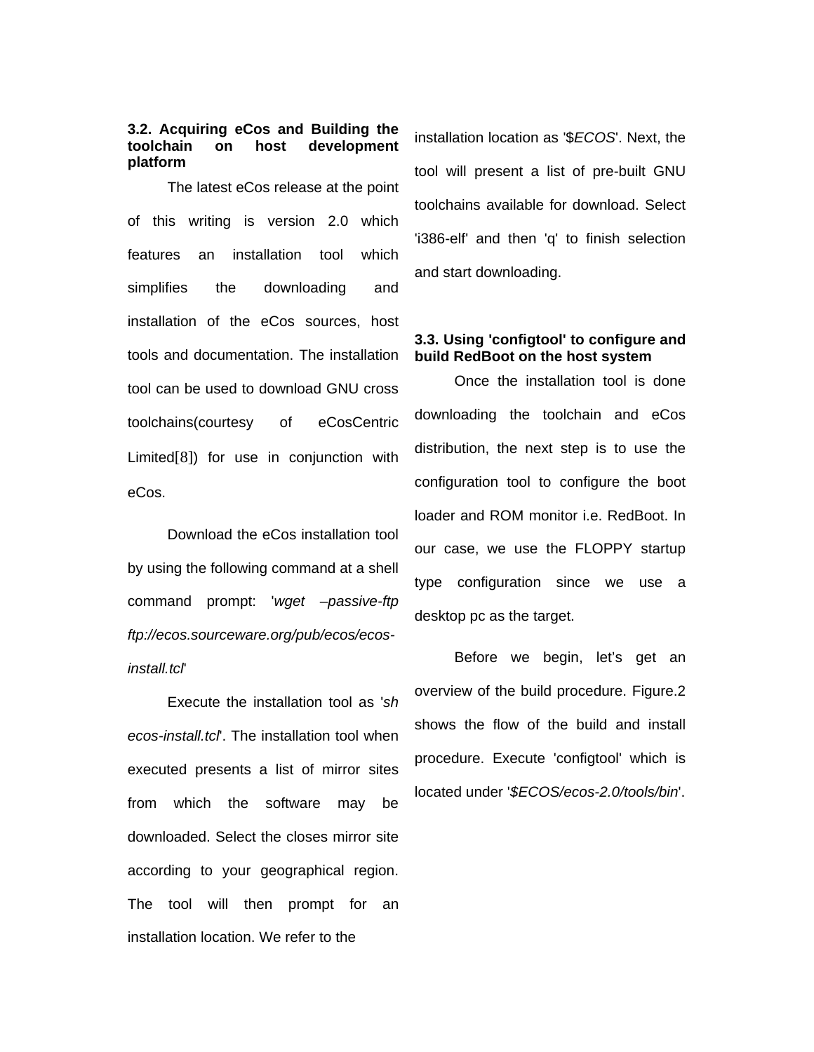### 3.2. Acquiring eCos and Building the toolchain on host development platform

The latest eCos release at the point of this writing is version 2.0 which features an installation tool which simplifies the downloading and installation of the eCos sources, host tools and documentation. The installation tool can be used to download GNU cross toolchains(courtesy of eCosCentric Limited[8]) for use in conjunction with eCos.

Download the eCos installation tool by using the following command at a shell command prompt: '*wget –passive-ftp ftp://ecos.sourceware.org/pub/ecos/ecos-install.tcl*'

Execute the installation tool as '*sh ecos-install.tcl*'. The installation tool when executed presents a list of mirror sites from which the software may be downloaded. Select the closes mirror site according to your geographical region. The tool will then prompt for an installation location. We refer to the installation location as '$*ECOS*'. Next, the tool will present a list of pre-built GNU toolchains available for download. Select 'i386-elf' and then 'q' to finish selection and start downloading.

### 3.3. Using 'configtool' to configure and build RedBoot on the host system

Once the installation tool is done downloading the toolchain and eCos distribution, the next step is to use the configuration tool to configure the boot loader and ROM monitor i.e. RedBoot. In our case, we use the FLOPPY startup type configuration since we use a desktop pc as the target.

Before we begin, let's get an overview of the build procedure. Figure.2 shows the flow of the build and install procedure. Execute 'configtool' which is located under '*$ECOS/ecos-2.0/tools/bin*'.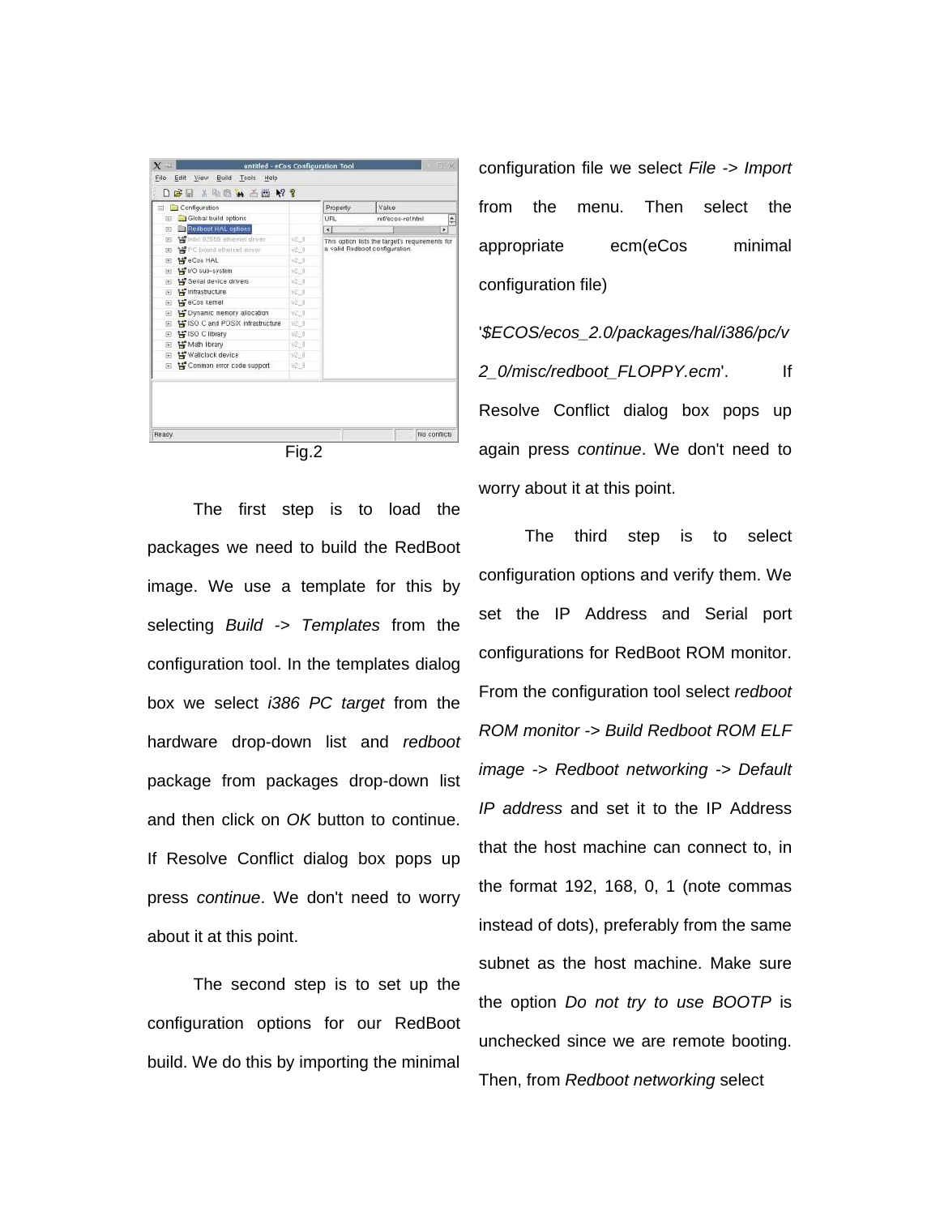Fig.2

The first step is to load the packages we need to build the RedBoot image. We use a template for this by selecting *Build -> Templates* from the configuration tool. In the templates dialog box we select *i386 PC target* from the hardware drop-down list and *redboot* package from packages drop-down list and then click on *OK* button to continue. If Resolve Conflict dialog box pops up press *continue*. We don't need to worry about it at this point.

The second step is to set up the configuration options for our RedBoot build. We do this by importing the minimal configuration file we select *File -> Import* from the menu. Then select the appropriate ecm(eCos minimal configuration file) '*$ECOS/ecos_2.0/packages/hal/i386/pc/v2_0/misc/redboot_FLOPPY.ecm*'. If Resolve Conflict dialog box pops up again press *continue*. We don't need to worry about it at this point.

The third step is to select configuration options and verify them. We set the IP Address and Serial port configurations for RedBoot ROM monitor. From the configuration tool select *redboot ROM monitor -> Build Redboot ROM ELF image -> Redboot networking -> Default IP address* and set it to the IP Address that the host machine can connect to, in the format 192, 168, 0, 1 (note commas instead of dots), preferably from the same subnet as the host machine. Make sure the option *Do not try to use BOOTP* is unchecked since we are remote booting. Then, from *Redboot networking* select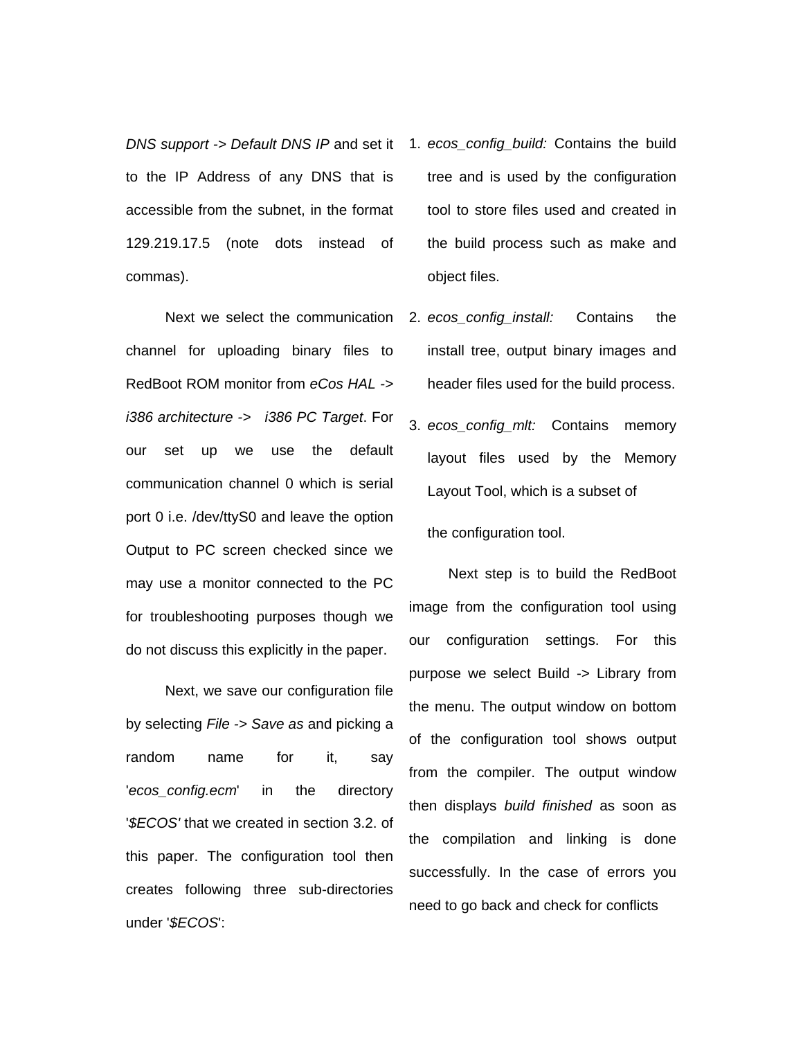*DNS support* -> *Default DNS IP* and set it to the IP Address of any DNS that is accessible from the subnet, in the format 129.219.17.5 (note dots instead of commas).

Next we select the communication channel for uploading binary files to RedBoot ROM monitor from *eCos HAL -> i386 architecture -> i386 PC Target*. For our set up we use the default communication channel 0 which is serial port 0 i.e. /dev/ttyS0 and leave the option Output to PC screen checked since we may use a monitor connected to the PC for troubleshooting purposes though we do not discuss this explicitly in the paper.

Next, we save our configuration file by selecting *File -> Save as* and picking a random name for it, say '*ecos_config.ecm*' in the directory '*$ECOS'* that we created in section 3.2. of this paper. The configuration tool then creates following three sub-directories under '*$ECOS*':

1. *ecos_config_build:* Contains the build tree and is used by the configuration tool to store files used and created in the build process such as make and object files.
2. *ecos_config_install:* Contains the install tree, output binary images and header files used for the build process.
3. *ecos_config_mlt:* Contains memory layout files used by the Memory Layout Tool, which is a subset of the configuration tool.

Next step is to build the RedBoot image from the configuration tool using our configuration settings. For this purpose we select Build -> Library from the menu. The output window on bottom of the configuration tool shows output from the compiler. The output window then displays *build finished* as soon as the compilation and linking is done successfully. In the case of errors you need to go back and check for conflicts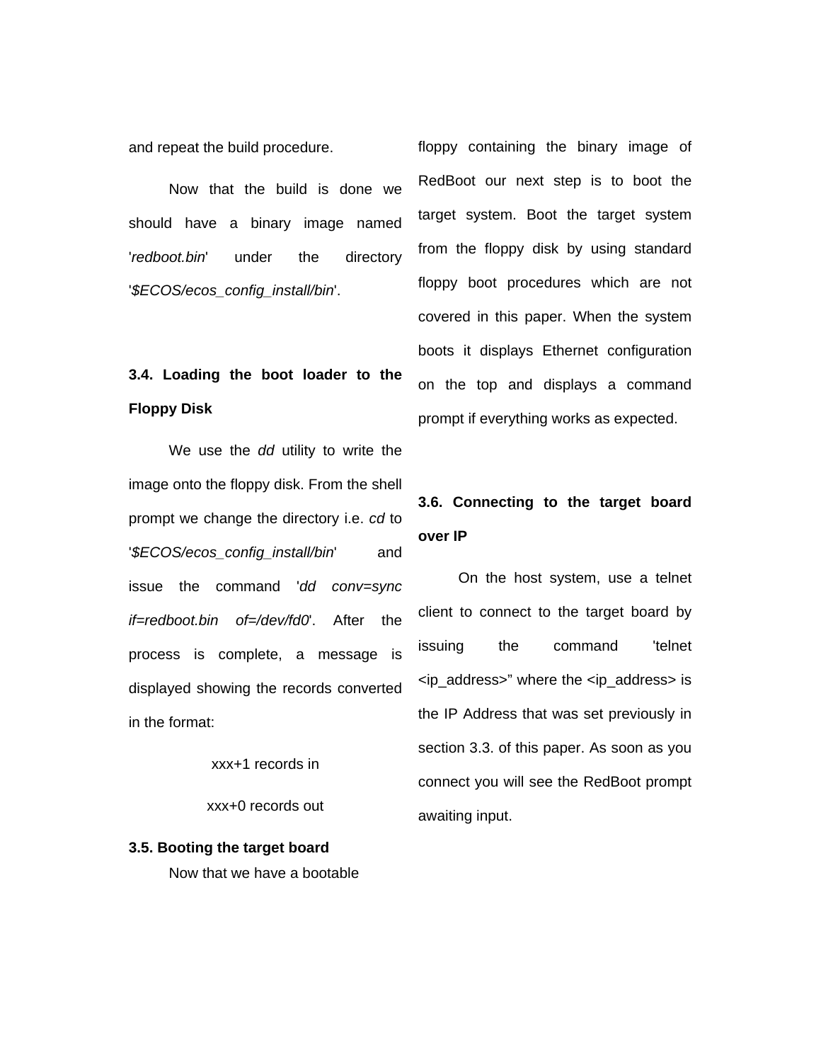and repeat the build procedure.

Now that the build is done we should have a binary image named '*redboot.bin*' under the directory '*$ECOS/ecos_config_install/bin*'.

### 3.4. Loading the boot loader to the Floppy Disk

We use the *dd* utility to write the image onto the floppy disk. From the shell prompt we change the directory i.e. *cd* to '*$ECOS/ecos_config_install/bin*' and issue the command '*dd conv=sync if=redboot.bin of=/dev/fd0*'. After the process is complete, a message is displayed showing the records converted in the format:

xxx+1 records in

xxx+0 records out

### 3.5. Booting the target board

Now that we have a bootable floppy containing the binary image of RedBoot our next step is to boot the target system. Boot the target system from the floppy disk by using standard floppy boot procedures which are not covered in this paper. When the system boots it displays Ethernet configuration on the top and displays a command prompt if everything works as expected.

### 3.6. Connecting to the target board over IP

On the host system, use a telnet client to connect to the target board by issuing the command 'telnet <ip_address>" where the <ip_address> is the IP Address that was set previously in section 3.3. of this paper. As soon as you connect you will see the RedBoot prompt awaiting input.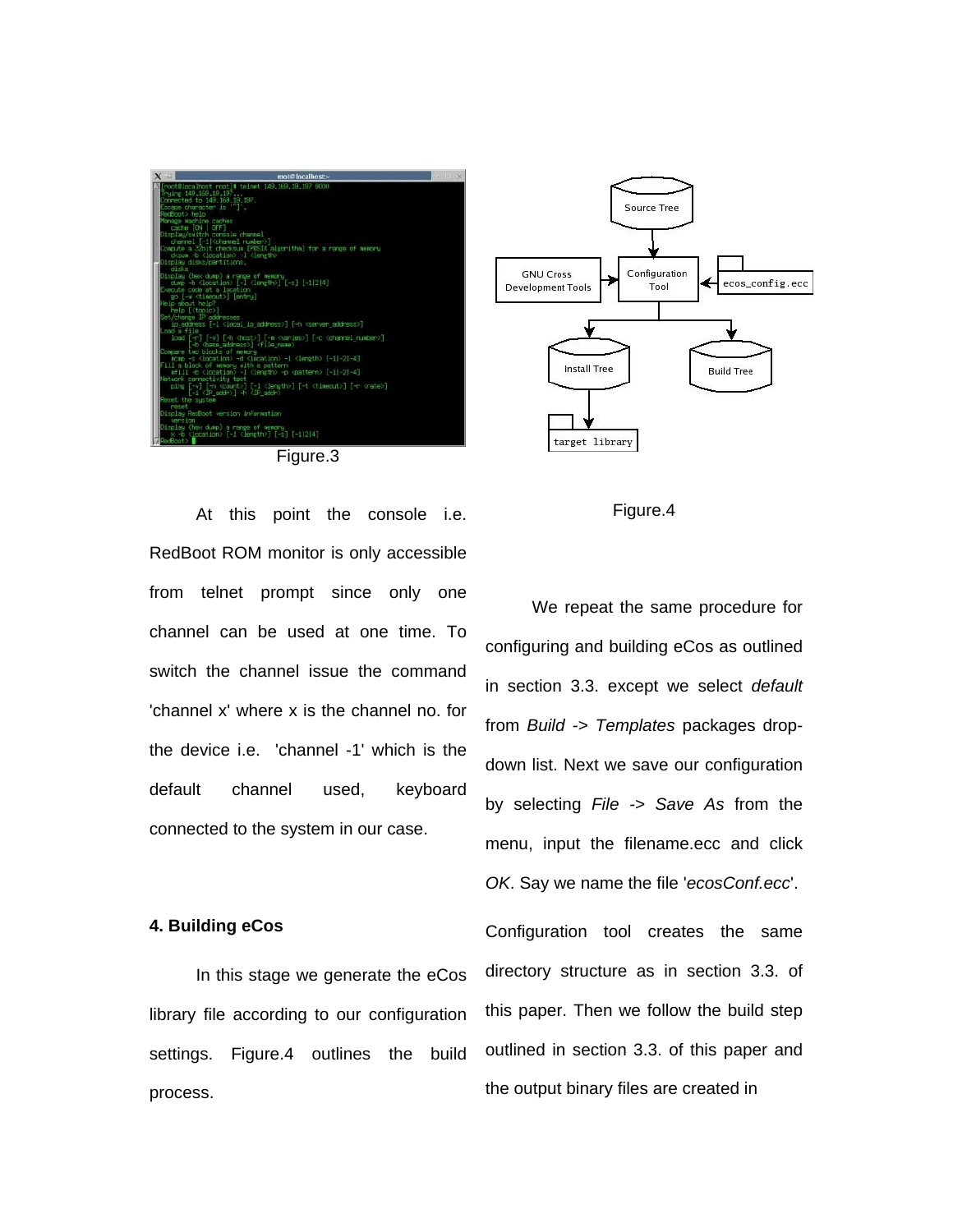Figure.3

Figure.4

At this point the console i.e. RedBoot ROM monitor is only accessible from telnet prompt since only one channel can be used at one time. To switch the channel issue the command 'channel x' where x is the channel no. for the device i.e. 'channel -1' which is the default channel used, keyboard connected to the system in our case.

**4. Building eCos**

In this stage we generate the eCos library file according to our configuration settings. Figure.4 outlines the build process.

We repeat the same procedure for configuring and building eCos as outlined in section 3.3. except we select *default* from *Build -> Templates* packages drop-down list. Next we save our configuration by selecting *File -> Save As* from the menu, input the filename.ecc and click *OK*. Say we name the file '*ecosConf.ecc*'. Configuration tool creates the same directory structure as in section 3.3. of this paper. Then we follow the build step outlined in section 3.3. of this paper and the output binary files are created in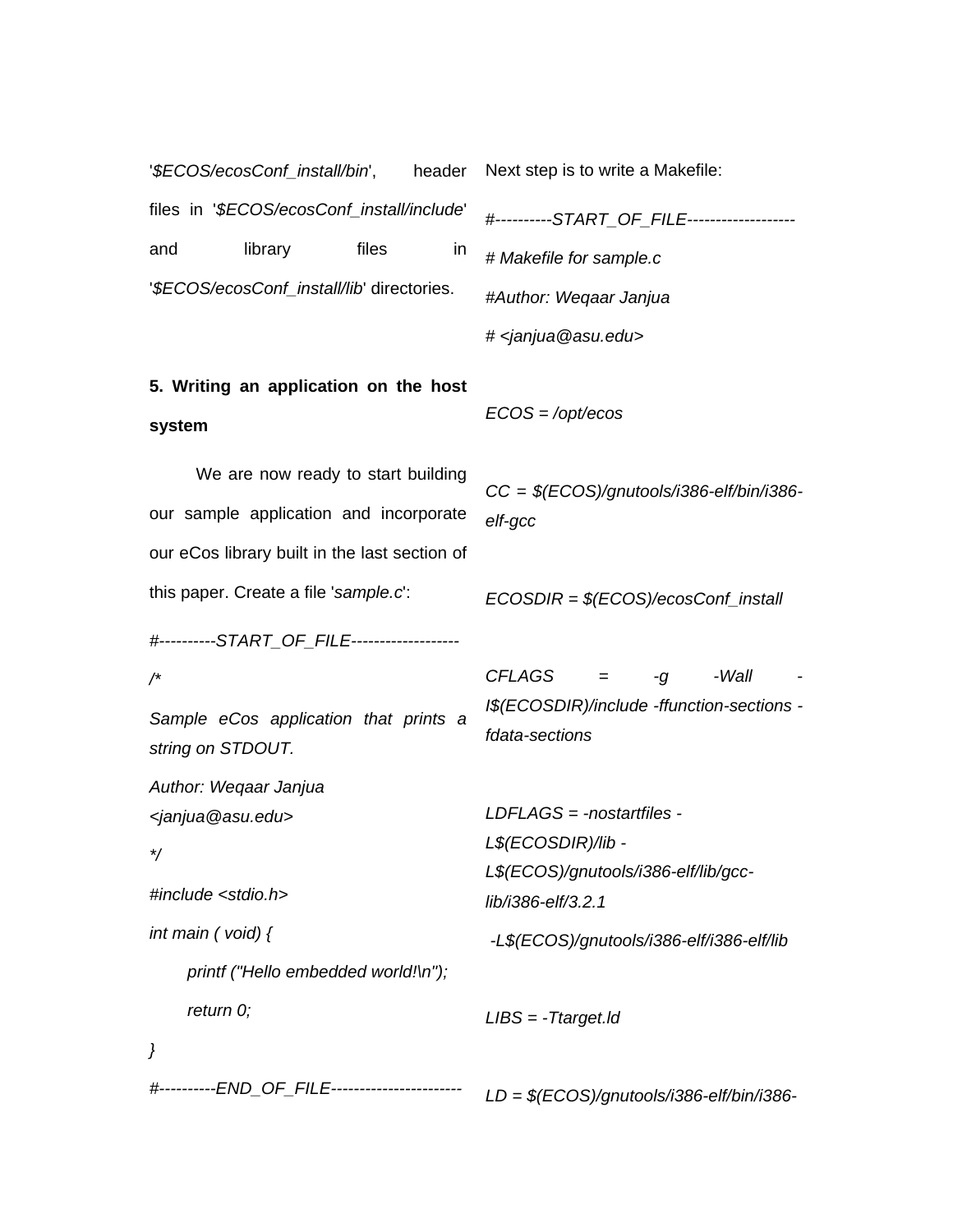'*$ECOS/ecosConf_install/bin*', header files in '*$ECOS/ecosConf_install/include*' and library files in '*$ECOS/ecosConf_install/lib*' directories.

**5. Writing an application on the host system**

We are now ready to start building our sample application and incorporate our eCos library built in the last section of this paper. Create a file '*sample.c*':

```
#----------START_OF_FILE-------------------
/*
Sample eCos application that prints a string on STDOUT.
Author: Weqaar Janjua <janjua@asu.edu>
*/
#include <stdio.h>
int main ( void) {
        printf ("Hello embedded world!\n");
        return 0;
}
#----------END_OF_FILE-----------------------
```

Next step is to write a Makefile:

```
#----------START_OF_FILE-------------------
# Makefile for sample.c
#Author: Weqaar Janjua
# <janjua@asu.edu>

ECOS = /opt/ecos

CC = $(ECOS)/gnutools/i386-elf/bin/i386-elf-gcc

ECOSDIR = $(ECOS)/ecosConf_install

CFLAGS = -g -Wall -I$(ECOSDIR)/include -ffunction-sections -fdata-sections

LDFLAGS = -nostartfiles -L$(ECOSDIR)/lib -L$(ECOS)/gnutools/i386-elf/lib/gcc-lib/i386-elf/3.2.1
 -L$(ECOS)/gnutools/i386-elf/i386-elf/lib

LIBS = -Ttarget.ld

LD = $(ECOS)/gnutools/i386-elf/bin/i386-
```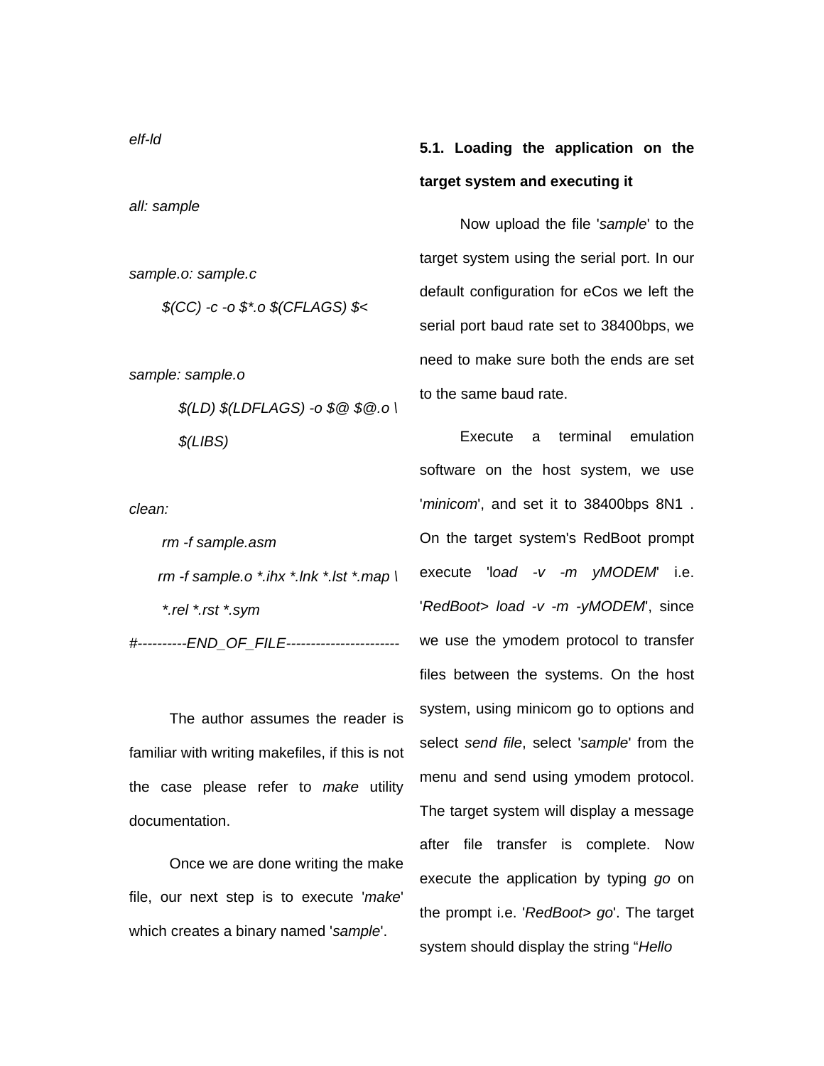```
elf-ld

all: sample

sample.o: sample.c
	$(CC) -c -o $*.o $(CFLAGS) $<

sample: sample.o
	$(LD) $(LDFLAGS) -o $@ $@.o \
	$(LIBS)

clean:
	rm -f sample.asm
	rm -f sample.o *.ihx *.lnk *.lst *.map \
	*.rel *.rst *.sym
#----------END_OF_FILE-----------------------
```

The author assumes the reader is familiar with writing makefiles, if this is not the case please refer to *make* utility documentation.

Once we are done writing the make file, our next step is to execute '*make*' which creates a binary named '*sample*'.

**5.1. Loading the application on the target system and executing it**

Now upload the file '*sample*' to the target system using the serial port. In our default configuration for eCos we left the serial port baud rate set to 38400bps, we need to make sure both the ends are set to the same baud rate.

Execute a terminal emulation software on the host system, we use '*minicom*', and set it to 38400bps 8N1 . On the target system's RedBoot prompt execute 'l*oad -v -m yMODEM*' i.e. '*RedBoot> load -v -m -yMODEM*', since we use the ymodem protocol to transfer files between the systems. On the host system, using minicom go to options and select *send file*, select '*sample*' from the menu and send using ymodem protocol. The target system will display a message after file transfer is complete. Now execute the application by typing *go* on the prompt i.e. '*RedBoot> go*'. The target system should display the string "*Hello*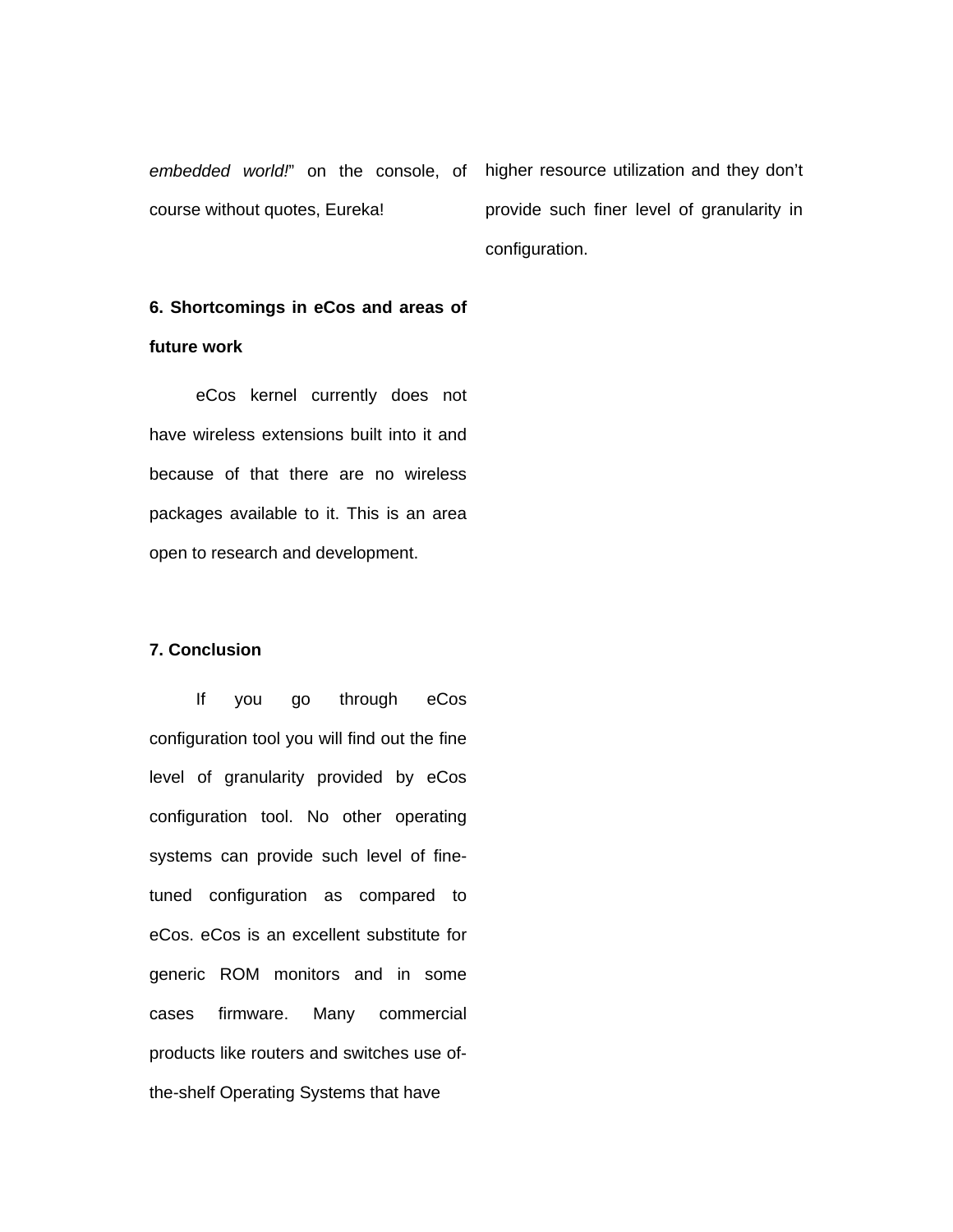*embedded world!*" on the console, of course without quotes, Eureka!

## 6. Shortcomings in eCos and areas of future work

eCos kernel currently does not have wireless extensions built into it and because of that there are no wireless packages available to it. This is an area open to research and development.

## 7. Conclusion

If you go through eCos configuration tool you will find out the fine level of granularity provided by eCos configuration tool. No other operating systems can provide such level of fine-tuned configuration as compared to eCos. eCos is an excellent substitute for generic ROM monitors and in some cases firmware. Many commercial products like routers and switches use of-the-shelf Operating Systems that have higher resource utilization and they don't provide such finer level of granularity in configuration.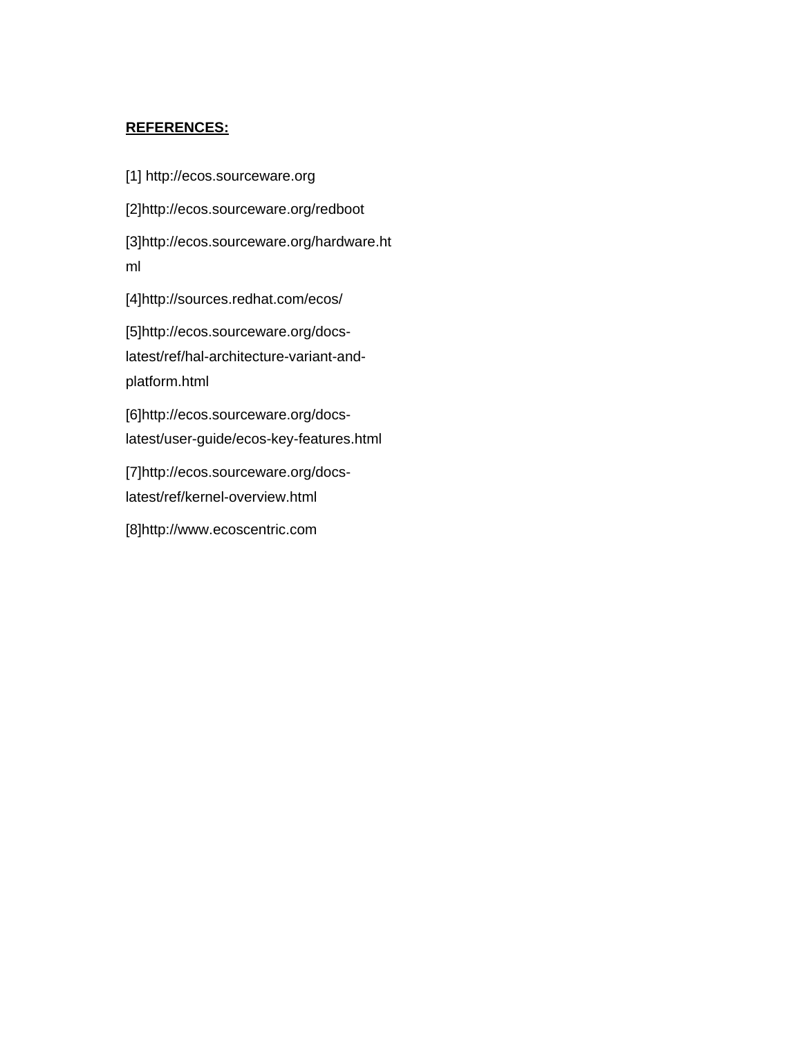**REFERENCES:**

[1] http://ecos.sourceware.org

[2]http://ecos.sourceware.org/redboot

[3]http://ecos.sourceware.org/hardware.html

[4]http://sources.redhat.com/ecos/

[5]http://ecos.sourceware.org/docs-latest/ref/hal-architecture-variant-and-platform.html

[6]http://ecos.sourceware.org/docs-latest/user-guide/ecos-key-features.html

[7]http://ecos.sourceware.org/docs-latest/ref/kernel-overview.html

[8]http://www.ecoscentric.com